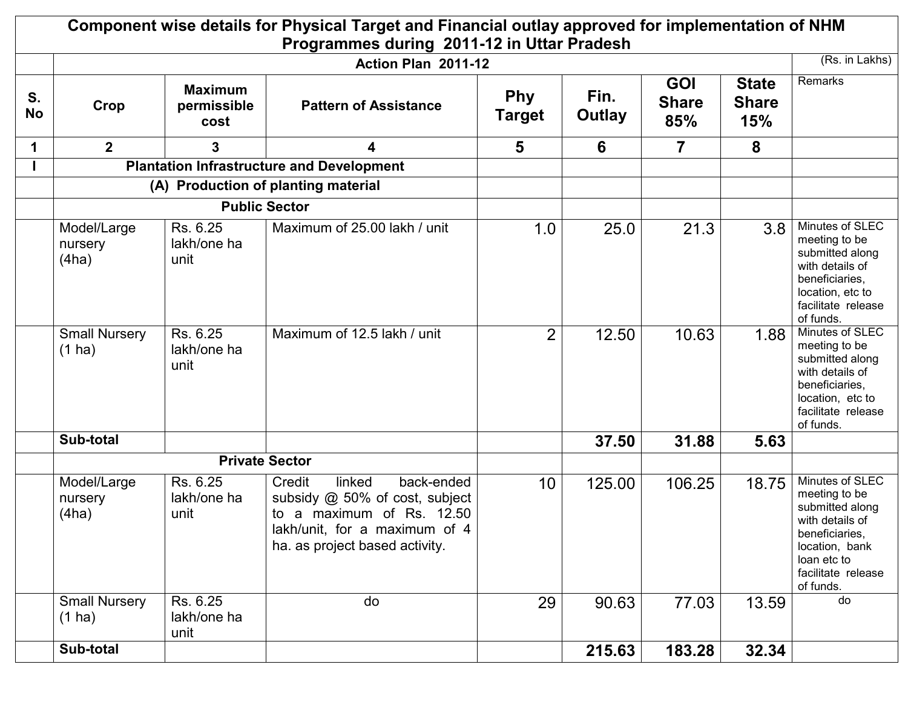# Component wise details for Physical Target and Financial outlay approved for implementation of NHM Programmes during 2011-12 in Uttar Pradesh

| | Action Plan 2011-12 | | | | | | | (Rs. in Lakhs) |
|---|---|---|---|---|---|---|---|---|
| **S. No** | **Crop** | **Maximum permissible cost** | **Pattern of Assistance** | **Phy Target** | **Fin. Outlay** | **GOI Share 85%** | **State Share 15%** | Remarks |
| **1** | **2** | **3** | **4** | **5** | **6** | **7** | **8** | |
| **I** | **Plantation Infrastructure and Development** | | | | | | | |
| | **(A) Production of planting material** | | | | | | | |
| | **Public Sector** | | | | | | | |
| | Model/Large nursery (4ha) | Rs. 6.25 lakh/one ha unit | Maximum of 25.00 lakh / unit | 1.0 | 25.0 | 21.3 | 3.8 | Minutes of SLEC meeting to be submitted along with details of beneficiaries, location, etc to facilitate release of funds. |
| | Small Nursery (1 ha) | Rs. 6.25 lakh/one ha unit | Maximum of 12.5 lakh / unit | 2 | 12.50 | 10.63 | 1.88 | Minutes of SLEC meeting to be submitted along with details of beneficiaries, location, etc to facilitate release of funds. |
| | **Sub-total** | | | | **37.50** | **31.88** | **5.63** | |
| | **Private Sector** | | | | | | | |
| | Model/Large nursery (4ha) | Rs. 6.25 lakh/one ha unit | Credit linked back-ended subsidy @ 50% of cost, subject to a maximum of Rs. 12.50 lakh/unit, for a maximum of 4 ha. as project based activity. | 10 | 125.00 | 106.25 | 18.75 | Minutes of SLEC meeting to be submitted along with details of beneficiaries, location, bank loan etc to facilitate release of funds. |
| | Small Nursery (1 ha) | Rs. 6.25 lakh/one ha unit | do | 29 | 90.63 | 77.03 | 13.59 | do |
| | **Sub-total** | | | | **215.63** | **183.28** | **32.34** | |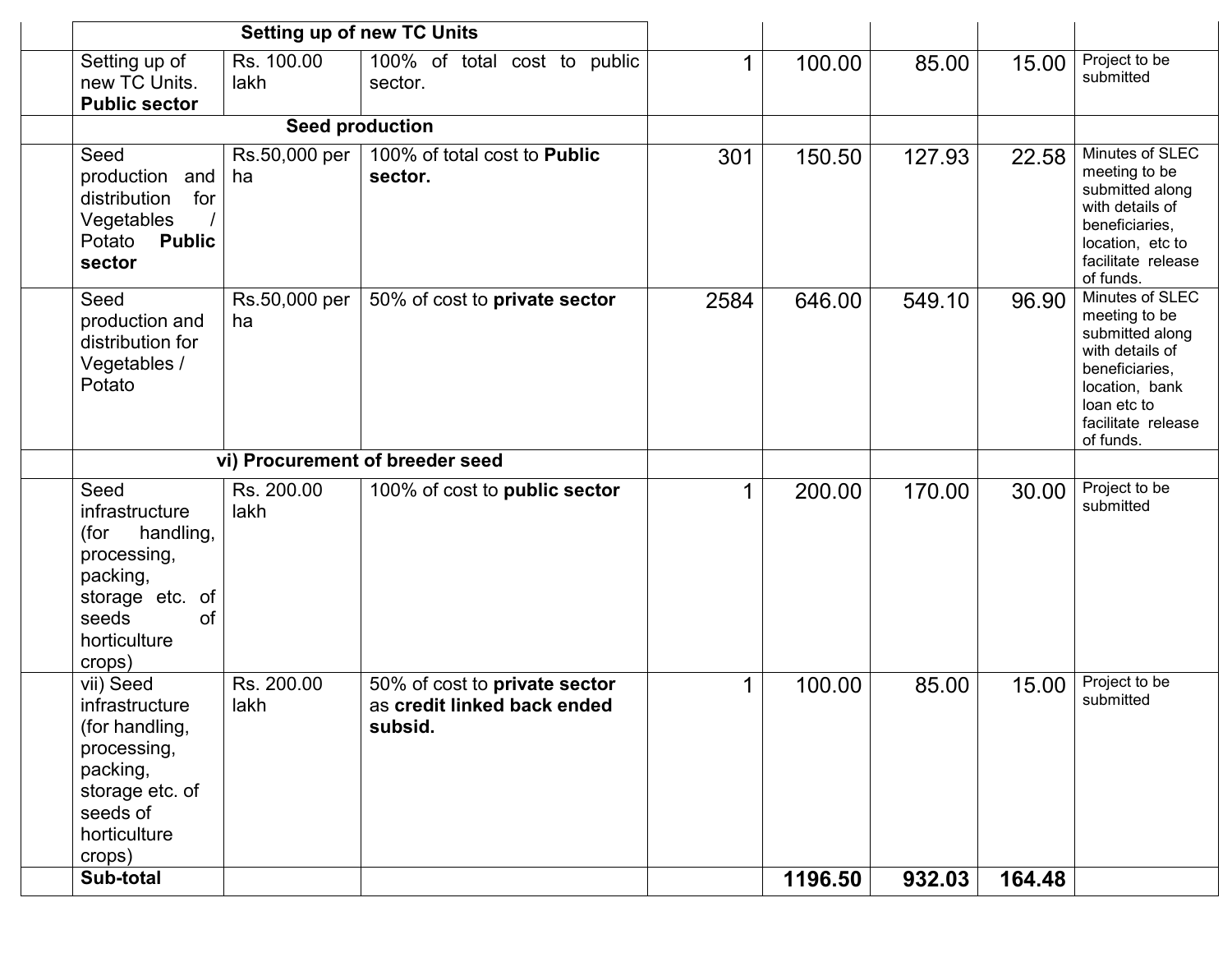| | | | | | | | | |
|---|---|---|---|---|---|---|---|---|
| | **Setting up of new TC Units** | | | | | | | |
| | Setting up of new TC Units. **Public sector** | Rs. 100.00 lakh | 100% of total cost to public sector. | 1 | 100.00 | 85.00 | 15.00 | Project to be submitted |
| | **Seed production** | | | | | | | |
| | Seed production and distribution for Vegetables / Potato **Public sector** | Rs.50,000 per ha | 100% of total cost to **Public sector.** | 301 | 150.50 | 127.93 | 22.58 | Minutes of SLEC meeting to be submitted along with details of beneficiaries, location, etc to facilitate release of funds. |
| | Seed production and distribution for Vegetables / Potato | Rs.50,000 per ha | 50% of cost to **private sector** | 2584 | 646.00 | 549.10 | 96.90 | Minutes of SLEC meeting to be submitted along with details of beneficiaries, location, bank loan etc to facilitate release of funds. |
| | **vi) Procurement of breeder seed** | | | | | | | |
| | Seed infrastructure (for handling, processing, packing, storage etc. of seeds of horticulture crops) | Rs. 200.00 lakh | 100% of cost to **public sector** | 1 | 200.00 | 170.00 | 30.00 | Project to be submitted |
| | vii) Seed infrastructure (for handling, processing, packing, storage etc. of seeds of horticulture crops) | Rs. 200.00 lakh | 50% of cost to **private sector** as **credit linked back ended subsid.** | 1 | 100.00 | 85.00 | 15.00 | Project to be submitted |
| | **Sub-total** | | | | **1196.50** | **932.03** | **164.48** | |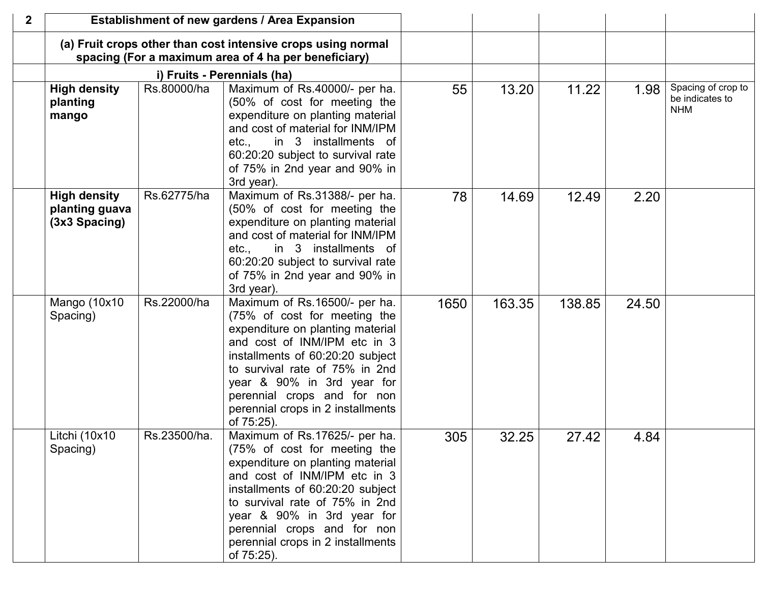| 2 | Establishment of new gardens / Area Expansion | | | | | | | |
|---|---|---|---|---|---|---|---|---|
| | (a) Fruit crops other than cost intensive crops using normal spacing (For a maximum area of 4 ha per beneficiary) | | | | | | | |
| | i) Fruits - Perennials (ha) | | | | | | | |
| | **High density planting mango** | Rs.80000/ha | Maximum of Rs.40000/- per ha. (50% of cost for meeting the expenditure on planting material and cost of material for INM/IPM etc., in 3 installments of 60:20:20 subject to survival rate of 75% in 2nd year and 90% in 3rd year). | 55 | 13.20 | 11.22 | 1.98 | Spacing of crop to be indicates to NHM |
| | **High density planting guava (3x3 Spacing)** | Rs.62775/ha | Maximum of Rs.31388/- per ha. (50% of cost for meeting the expenditure on planting material and cost of material for INM/IPM etc., in 3 installments of 60:20:20 subject to survival rate of 75% in 2nd year and 90% in 3rd year). | 78 | 14.69 | 12.49 | 2.20 | |
| | Mango (10x10 Spacing) | Rs.22000/ha | Maximum of Rs.16500/- per ha. (75% of cost for meeting the expenditure on planting material and cost of INM/IPM etc in 3 installments of 60:20:20 subject to survival rate of 75% in 2nd year & 90% in 3rd year for perennial crops and for non perennial crops in 2 installments of 75:25). | 1650 | 163.35 | 138.85 | 24.50 | |
| | Litchi (10x10 Spacing) | Rs.23500/ha. | Maximum of Rs.17625/- per ha. (75% of cost for meeting the expenditure on planting material and cost of INM/IPM etc in 3 installments of 60:20:20 subject to survival rate of 75% in 2nd year & 90% in 3rd year for perennial crops and for non perennial crops in 2 installments of 75:25). | 305 | 32.25 | 27.42 | 4.84 | |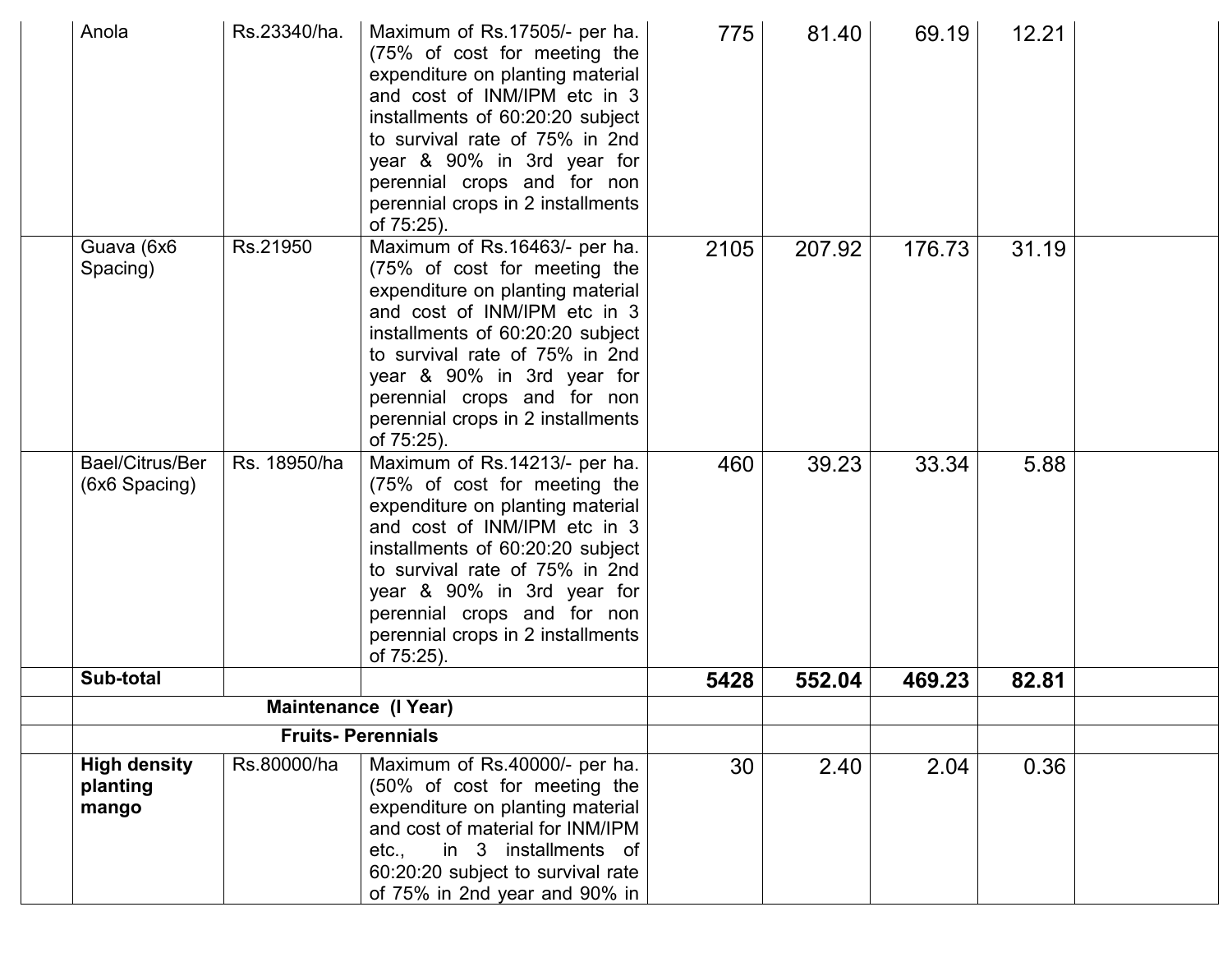| | | | | | | | | |
|---|---|---|---|---|---|---|---|---|
| | Anola | Rs.23340/ha. | Maximum of Rs.17505/- per ha. (75% of cost for meeting the expenditure on planting material and cost of INM/IPM etc in 3 installments of 60:20:20 subject to survival rate of 75% in 2nd year & 90% in 3rd year for perennial crops and for non perennial crops in 2 installments of 75:25). | 775 | 81.40 | 69.19 | 12.21 | |
| | Guava (6x6 Spacing) | Rs.21950 | Maximum of Rs.16463/- per ha. (75% of cost for meeting the expenditure on planting material and cost of INM/IPM etc in 3 installments of 60:20:20 subject to survival rate of 75% in 2nd year & 90% in 3rd year for perennial crops and for non perennial crops in 2 installments of 75:25). | 2105 | 207.92 | 176.73 | 31.19 | |
| | Bael/Citrus/Ber (6x6 Spacing) | Rs. 18950/ha | Maximum of Rs.14213/- per ha. (75% of cost for meeting the expenditure on planting material and cost of INM/IPM etc in 3 installments of 60:20:20 subject to survival rate of 75% in 2nd year & 90% in 3rd year for perennial crops and for non perennial crops in 2 installments of 75:25). | 460 | 39.23 | 33.34 | 5.88 | |
| | **Sub-total** | | | **5428** | **552.04** | **469.23** | **82.81** | |
| | **Maintenance (I Year)** | | | | | | | |
| | **Fruits- Perennials** | | | | | | | |
| | **High density planting mango** | Rs.80000/ha | Maximum of Rs.40000/- per ha. (50% of cost for meeting the expenditure on planting material and cost of material for INM/IPM etc., in 3 installments of 60:20:20 subject to survival rate of 75% in 2nd year and 90% in | 30 | 2.40 | 2.04 | 0.36 | |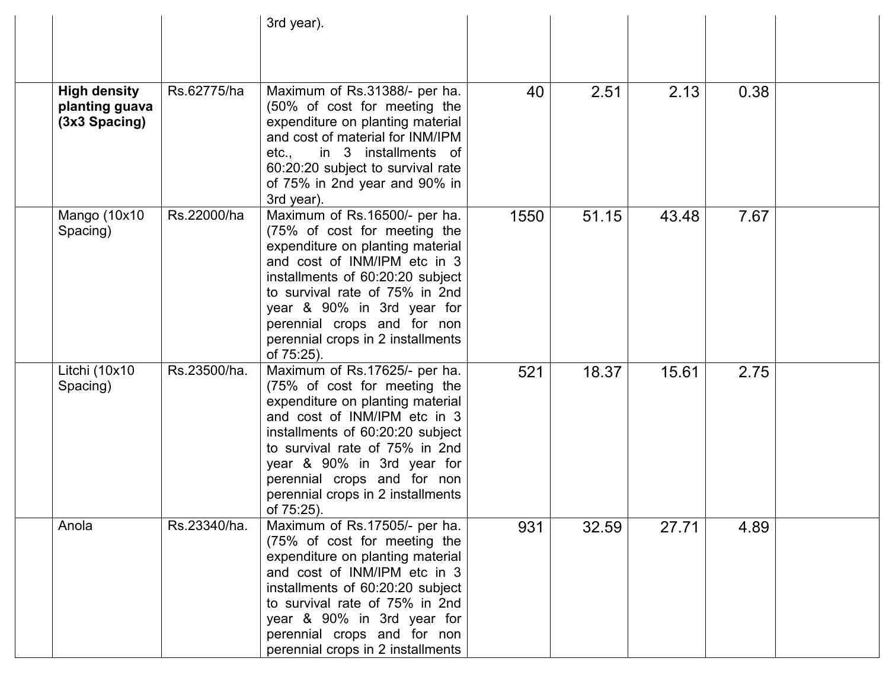| | | | | | | | | |
|---|---|---|---|---|---|---|---|---|
| | | | 3rd year). | | | | | |
| | **High density planting guava (3x3 Spacing)** | Rs.62775/ha | Maximum of Rs.31388/- per ha. (50% of cost for meeting the expenditure on planting material and cost of material for INM/IPM etc., in 3 installments of 60:20:20 subject to survival rate of 75% in 2nd year and 90% in 3rd year). | 40 | 2.51 | 2.13 | 0.38 | |
| | Mango (10x10 Spacing) | Rs.22000/ha | Maximum of Rs.16500/- per ha. (75% of cost for meeting the expenditure on planting material and cost of INM/IPM etc in 3 installments of 60:20:20 subject to survival rate of 75% in 2nd year & 90% in 3rd year for perennial crops and for non perennial crops in 2 installments of 75:25). | 1550 | 51.15 | 43.48 | 7.67 | |
| | Litchi (10x10 Spacing) | Rs.23500/ha. | Maximum of Rs.17625/- per ha. (75% of cost for meeting the expenditure on planting material and cost of INM/IPM etc in 3 installments of 60:20:20 subject to survival rate of 75% in 2nd year & 90% in 3rd year for perennial crops and for non perennial crops in 2 installments of 75:25). | 521 | 18.37 | 15.61 | 2.75 | |
| | Anola | Rs.23340/ha. | Maximum of Rs.17505/- per ha. (75% of cost for meeting the expenditure on planting material and cost of INM/IPM etc in 3 installments of 60:20:20 subject to survival rate of 75% in 2nd year & 90% in 3rd year for perennial crops and for non perennial crops in 2 installments | 931 | 32.59 | 27.71 | 4.89 | |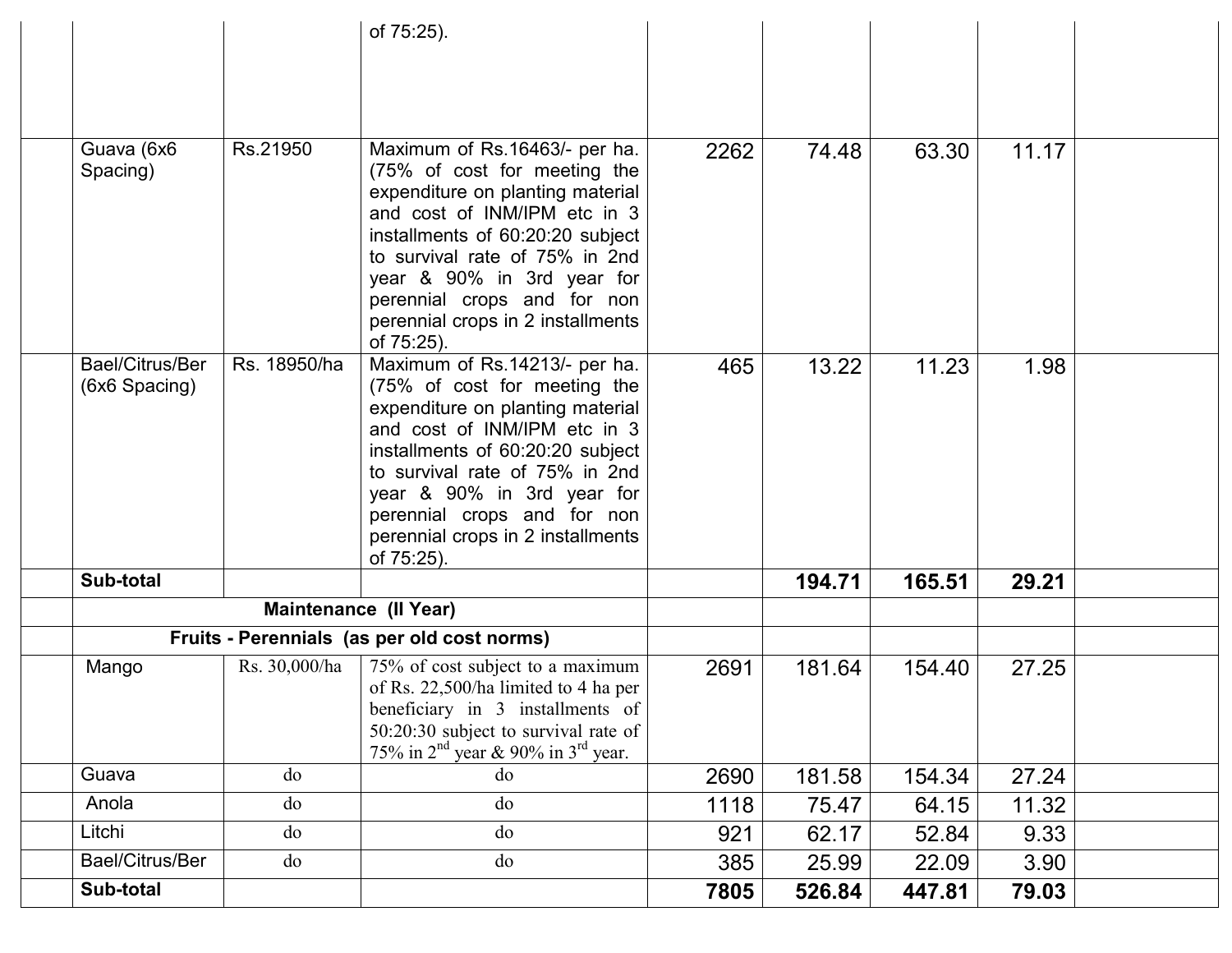| | | | | | | | |
|---|---|---|---|---|---|---|---|
| | | of 75:25). | | | | | |
| | Guava (6x6 Spacing) | Rs.21950 | Maximum of Rs.16463/- per ha. (75% of cost for meeting the expenditure on planting material and cost of INM/IPM etc in 3 installments of 60:20:20 subject to survival rate of 75% in 2nd year & 90% in 3rd year for perennial crops and for non perennial crops in 2 installments of 75:25). | 2262 | 74.48 | 63.30 | 11.17 | |
| | Bael/Citrus/Ber (6x6 Spacing) | Rs. 18950/ha | Maximum of Rs.14213/- per ha. (75% of cost for meeting the expenditure on planting material and cost of INM/IPM etc in 3 installments of 60:20:20 subject to survival rate of 75% in 2nd year & 90% in 3rd year for perennial crops and for non perennial crops in 2 installments of 75:25). | 465 | 13.22 | 11.23 | 1.98 | |
| | **Sub-total** | | | | **194.71** | **165.51** | **29.21** | |
| | **Maintenance (II Year)** | | | | | | | |
| | **Fruits - Perennials (as per old cost norms)** | | | | | | | |
| | Mango | Rs. 30,000/ha | 75% of cost subject to a maximum of Rs. 22,500/ha limited to 4 ha per beneficiary in 3 installments of 50:20:30 subject to survival rate of 75% in 2nd year & 90% in 3rd year. | 2691 | 181.64 | 154.40 | 27.25 | |
| | Guava | do | do | 2690 | 181.58 | 154.34 | 27.24 | |
| | Anola | do | do | 1118 | 75.47 | 64.15 | 11.32 | |
| | Litchi | do | do | 921 | 62.17 | 52.84 | 9.33 | |
| | Bael/Citrus/Ber | do | do | 385 | 25.99 | 22.09 | 3.90 | |
| | **Sub-total** | | | **7805** | **526.84** | **447.81** | **79.03** | |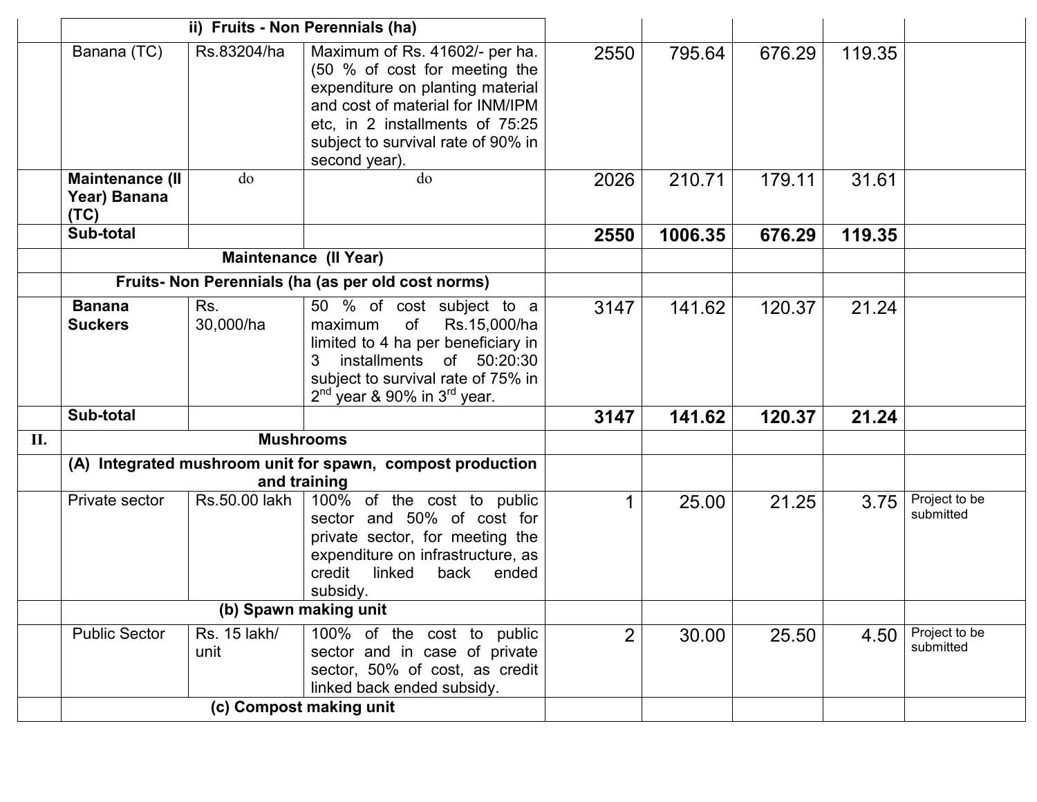| | | | | | | | | |
|---|---|---|---|---|---|---|---|---|
| | **ii) Fruits - Non Perennials (ha)** | | | | | | | |
| | Banana (TC) | Rs.83204/ha | Maximum of Rs. 41602/- per ha. (50 % of cost for meeting the expenditure on planting material and cost of material for INM/IPM etc, in 2 installments of 75:25 subject to survival rate of 90% in second year). | 2550 | 795.64 | 676.29 | 119.35 | |
| | **Maintenance (II Year) Banana (TC)** | do | do | 2026 | 210.71 | 179.11 | 31.61 | |
| | **Sub-total** | | | **2550** | **1006.35** | **676.29** | **119.35** | |
| | **Maintenance (II Year)** | | | | | | | |
| | **Fruits- Non Perennials (ha (as per old cost norms)** | | | | | | | |
| | **Banana Suckers** | Rs. 30,000/ha | 50 % of cost subject to a maximum of Rs.15,000/ha limited to 4 ha per beneficiary in 3 installments of 50:20:30 subject to survival rate of 75% in 2nd year & 90% in 3rd year. | 3147 | 141.62 | 120.37 | 21.24 | |
| | **Sub-total** | | | **3147** | **141.62** | **120.37** | **21.24** | |
| **II.** | **Mushrooms** | | | | | | | |
| | **(A) Integrated mushroom unit for spawn, compost production and training** | | | | | | | |
| | Private sector | Rs.50.00 lakh | 100% of the cost to public sector and 50% of cost for private sector, for meeting the expenditure on infrastructure, as credit linked back ended subsidy. | 1 | 25.00 | 21.25 | 3.75 | Project to be submitted |
| | **(b) Spawn making unit** | | | | | | | |
| | Public Sector | Rs. 15 lakh/ unit | 100% of the cost to public sector and in case of private sector, 50% of cost, as credit linked back ended subsidy. | 2 | 30.00 | 25.50 | 4.50 | Project to be submitted |
| | **(c) Compost making unit** | | | | | | | |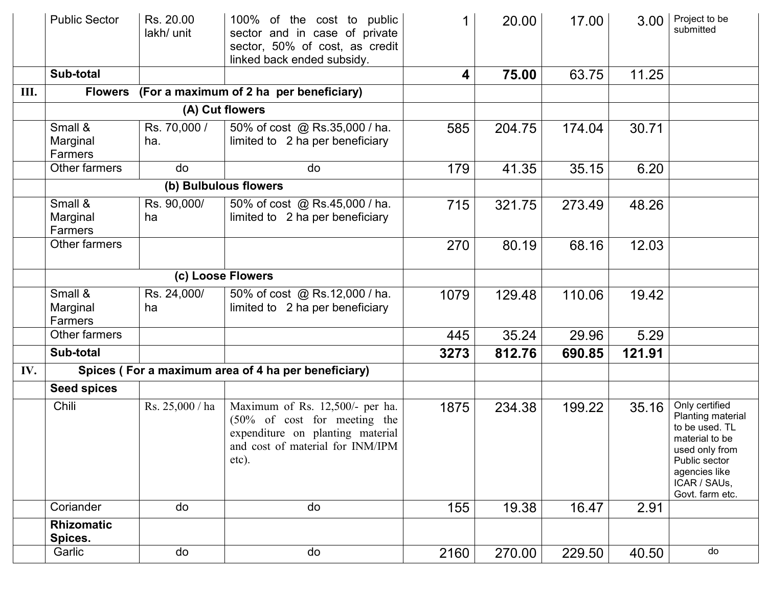| | | | | | | | | |
|---|---|---|---|---|---|---|---|---|
| | Public Sector | Rs. 20.00 lakh/ unit | 100% of the cost to public sector and in case of private sector, 50% of cost, as credit linked back ended subsidy. | 1 | 20.00 | 17.00 | 3.00 | Project to be submitted |
| | **Sub-total** | | | **4** | **75.00** | 63.75 | 11.25 | |
| **III.** | **Flowers (For a maximum of 2 ha per beneficiary)** | | | | | | | |
| | **(A) Cut flowers** | | | | | | | |
| | Small & Marginal Farmers | Rs. 70,000 / ha. | 50% of cost @ Rs.35,000 / ha. limited to 2 ha per beneficiary | 585 | 204.75 | 174.04 | 30.71 | |
| | Other farmers | do | do | 179 | 41.35 | 35.15 | 6.20 | |
| | **(b) Bulbulous flowers** | | | | | | | |
| | Small & Marginal Farmers | Rs. 90,000/ ha | 50% of cost @ Rs.45,000 / ha. limited to 2 ha per beneficiary | 715 | 321.75 | 273.49 | 48.26 | |
| | Other farmers | | | 270 | 80.19 | 68.16 | 12.03 | |
| | **(c) Loose Flowers** | | | | | | | |
| | Small & Marginal Farmers | Rs. 24,000/ ha | 50% of cost @ Rs.12,000 / ha. limited to 2 ha per beneficiary | 1079 | 129.48 | 110.06 | 19.42 | |
| | Other farmers | | | 445 | 35.24 | 29.96 | 5.29 | |
| | **Sub-total** | | | **3273** | **812.76** | **690.85** | **121.91** | |
| **IV.** | **Spices ( For a maximum area of 4 ha per beneficiary)** | | | | | | | |
| | **Seed spices** | | | | | | | |
| | Chili | Rs. 25,000 / ha | Maximum of Rs. 12,500/- per ha. (50% of cost for meeting the expenditure on planting material and cost of material for INM/IPM etc). | 1875 | 234.38 | 199.22 | 35.16 | Only certified Planting material to be used. TL material to be used only from Public sector agencies like ICAR / SAUs, Govt. farm etc. |
| | Coriander | do | do | 155 | 19.38 | 16.47 | 2.91 | |
| | **Rhizomatic Spices.** | | | | | | | |
| | Garlic | do | do | 2160 | 270.00 | 229.50 | 40.50 | do |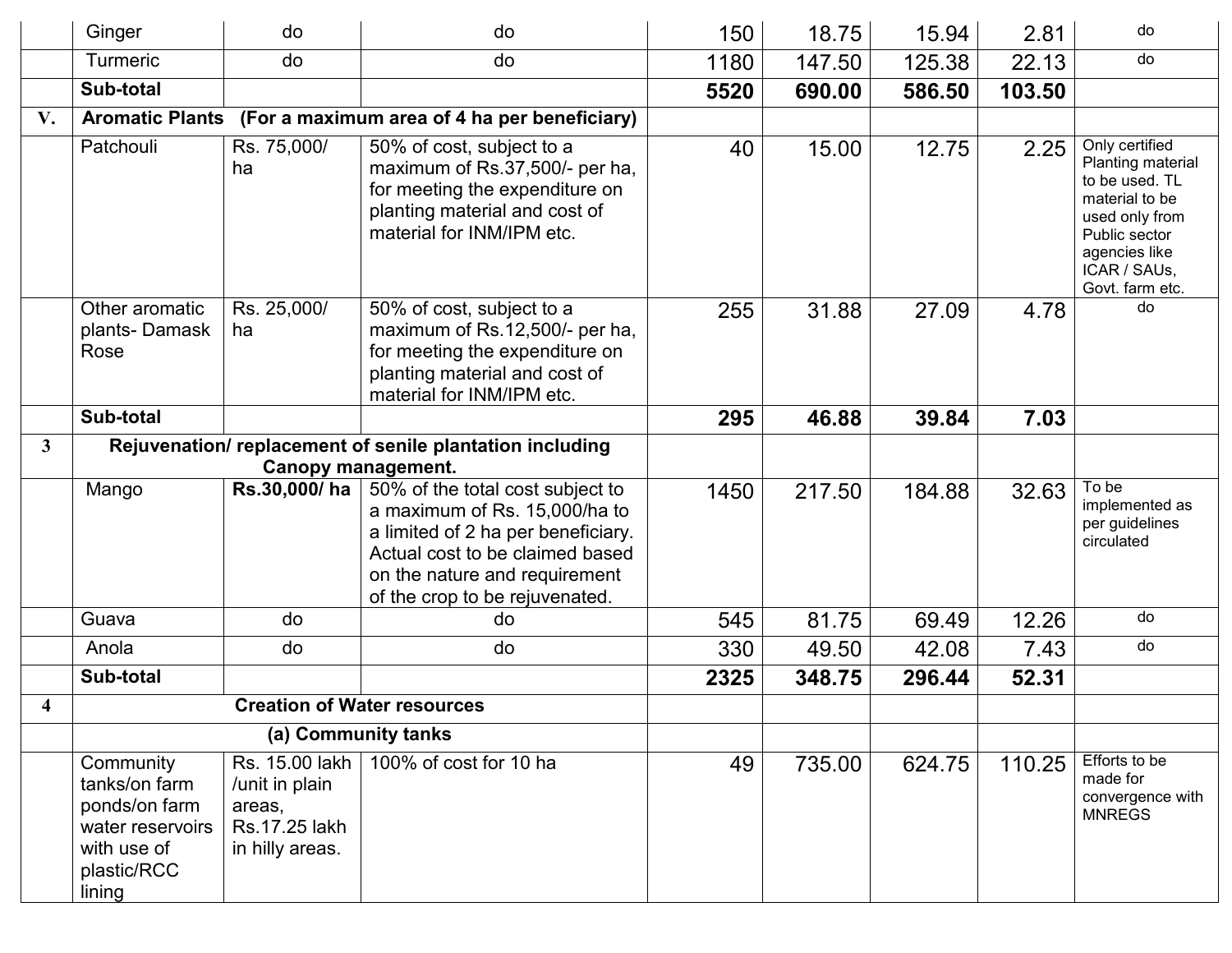| | | | | | | | | |
|---|---|---|---|---|---|---|---|---|
| | Ginger | do | do | 150 | 18.75 | 15.94 | 2.81 | do |
| | Turmeric | do | do | 1180 | 147.50 | 125.38 | 22.13 | do |
| | **Sub-total** | | | **5520** | **690.00** | **586.50** | **103.50** | |
| **V.** | **Aromatic Plants (For a maximum area of 4 ha per beneficiary)** | | | | | | | |
| | Patchouli | Rs. 75,000/ ha | 50% of cost, subject to a maximum of Rs.37,500/- per ha, for meeting the expenditure on planting material and cost of material for INM/IPM etc. | 40 | 15.00 | 12.75 | 2.25 | Only certified Planting material to be used. TL material to be used only from Public sector agencies like ICAR / SAUs, Govt. farm etc. |
| | Other aromatic plants- Damask Rose | Rs. 25,000/ ha | 50% of cost, subject to a maximum of Rs.12,500/- per ha, for meeting the expenditure on planting material and cost of material for INM/IPM etc. | 255 | 31.88 | 27.09 | 4.78 | do |
| | **Sub-total** | | | **295** | **46.88** | **39.84** | **7.03** | |
| **3** | **Rejuvenation/ replacement of senile plantation including Canopy management.** | | | | | | | |
| | Mango | **Rs.30,000/ ha** | 50% of the total cost subject to a maximum of Rs. 15,000/ha to a limited of 2 ha per beneficiary. Actual cost to be claimed based on the nature and requirement of the crop to be rejuvenated. | 1450 | 217.50 | 184.88 | 32.63 | To be implemented as per guidelines circulated |
| | Guava | do | do | 545 | 81.75 | 69.49 | 12.26 | do |
| | Anola | do | do | 330 | 49.50 | 42.08 | 7.43 | do |
| | **Sub-total** | | | **2325** | **348.75** | **296.44** | **52.31** | |
| **4** | **Creation of Water resources** | | | | | | | |
| | **(a) Community tanks** | | | | | | | |
| | Community tanks/on farm ponds/on farm water reservoirs with use of plastic/RCC lining | Rs. 15.00 lakh /unit in plain areas, Rs.17.25 lakh in hilly areas. | 100% of cost for 10 ha | 49 | 735.00 | 624.75 | 110.25 | Efforts to be made for convergence with MNREGS |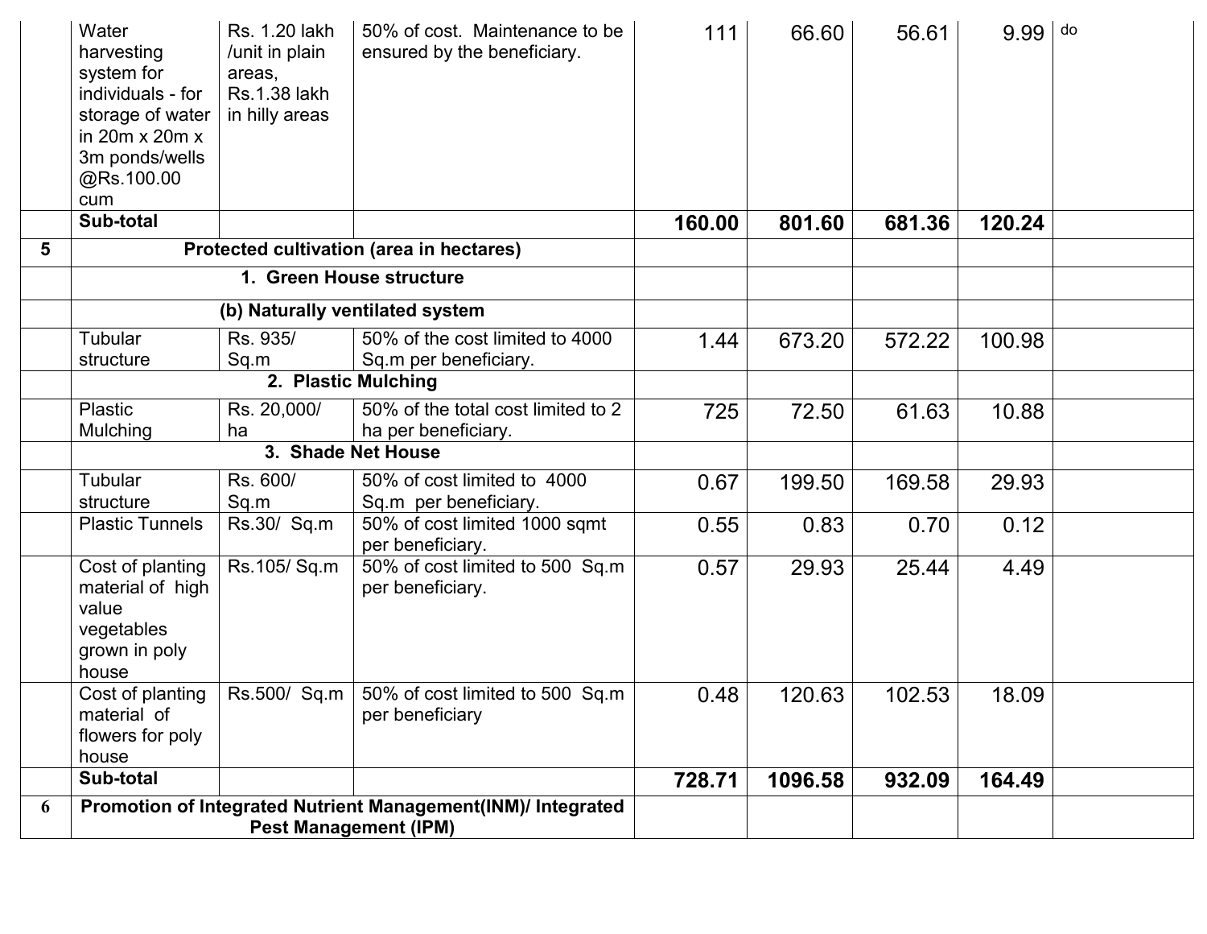| | | | | | | | | |
|---|---|---|---|---|---|---|---|---|
| | Water harvesting system for individuals - for storage of water in 20m x 20m x 3m ponds/wells @Rs.100.00 cum | Rs. 1.20 lakh /unit in plain areas, Rs.1.38 lakh in hilly areas | 50% of cost. Maintenance to be ensured by the beneficiary. | 111 | 66.60 | 56.61 | 9.99 | do |
| | **Sub-total** | | | **160.00** | **801.60** | **681.36** | **120.24** | |
| **5** | **Protected cultivation (area in hectares)** | | | | | | | |
| | **1. Green House structure** | | | | | | | |
| | **(b) Naturally ventilated system** | | | | | | | |
| | Tubular structure | Rs. 935/ Sq.m | 50% of the cost limited to 4000 Sq.m per beneficiary. | 1.44 | 673.20 | 572.22 | 100.98 | |
| | **2. Plastic Mulching** | | | | | | | |
| | Plastic Mulching | Rs. 20,000/ ha | 50% of the total cost limited to 2 ha per beneficiary. | 725 | 72.50 | 61.63 | 10.88 | |
| | **3. Shade Net House** | | | | | | | |
| | Tubular structure | Rs. 600/ Sq.m | 50% of cost limited to 4000 Sq.m per beneficiary. | 0.67 | 199.50 | 169.58 | 29.93 | |
| | Plastic Tunnels | Rs.30/ Sq.m | 50% of cost limited 1000 sqmt per beneficiary. | 0.55 | 0.83 | 0.70 | 0.12 | |
| | Cost of planting material of high value vegetables grown in poly house | Rs.105/ Sq.m | 50% of cost limited to 500 Sq.m per beneficiary. | 0.57 | 29.93 | 25.44 | 4.49 | |
| | Cost of planting material of flowers for poly house | Rs.500/ Sq.m | 50% of cost limited to 500 Sq.m per beneficiary | 0.48 | 120.63 | 102.53 | 18.09 | |
| | **Sub-total** | | | **728.71** | **1096.58** | **932.09** | **164.49** | |
| **6** | **Promotion of Integrated Nutrient Management(INM)/ Integrated Pest Management (IPM)** | | | | | | | |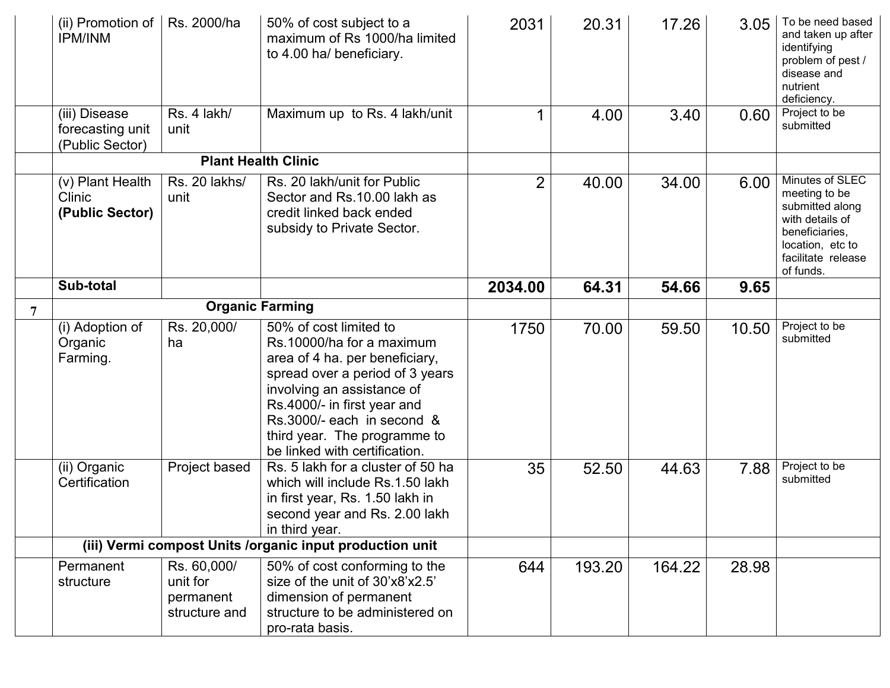| | | | | | | | | |
|---|---|---|---|---|---|---|---|---|
| | (ii) Promotion of IPM/INM | Rs. 2000/ha | 50% of cost subject to a maximum of Rs 1000/ha limited to 4.00 ha/ beneficiary. | 2031 | 20.31 | 17.26 | 3.05 | To be need based and taken up after identifying problem of pest / disease and nutrient deficiency. |
| | (iii) Disease forecasting unit (Public Sector) | Rs. 4 lakh/ unit | Maximum up to Rs. 4 lakh/unit | 1 | 4.00 | 3.40 | 0.60 | Project to be submitted |
| | **Plant Health Clinic** | | | | | | | |
| | (v) Plant Health Clinic **(Public Sector)** | Rs. 20 lakhs/ unit | Rs. 20 lakh/unit for Public Sector and Rs.10.00 lakh as credit linked back ended subsidy to Private Sector. | 2 | 40.00 | 34.00 | 6.00 | Minutes of SLEC meeting to be submitted along with details of beneficiaries, location, etc to facilitate release of funds. |
| | **Sub-total** | | | **2034.00** | **64.31** | **54.66** | **9.65** | |
| 7 | **Organic Farming** | | | | | | | |
| | (i) Adoption of Organic Farming. | Rs. 20,000/ ha | 50% of cost limited to Rs.10000/ha for a maximum area of 4 ha. per beneficiary, spread over a period of 3 years involving an assistance of Rs.4000/- in first year and Rs.3000/- each in second & third year. The programme to be linked with certification. | 1750 | 70.00 | 59.50 | 10.50 | Project to be submitted |
| | (ii) Organic Certification | Project based | Rs. 5 lakh for a cluster of 50 ha which will include Rs.1.50 lakh in first year, Rs. 1.50 lakh in second year and Rs. 2.00 lakh in third year. | 35 | 52.50 | 44.63 | 7.88 | Project to be submitted |
| | **(iii) Vermi compost Units /organic input production unit** | | | | | | | |
| | Permanent structure | Rs. 60,000/ unit for permanent structure and | 50% of cost conforming to the size of the unit of 30'x8'x2.5' dimension of permanent structure to be administered on pro-rata basis. | 644 | 193.20 | 164.22 | 28.98 | |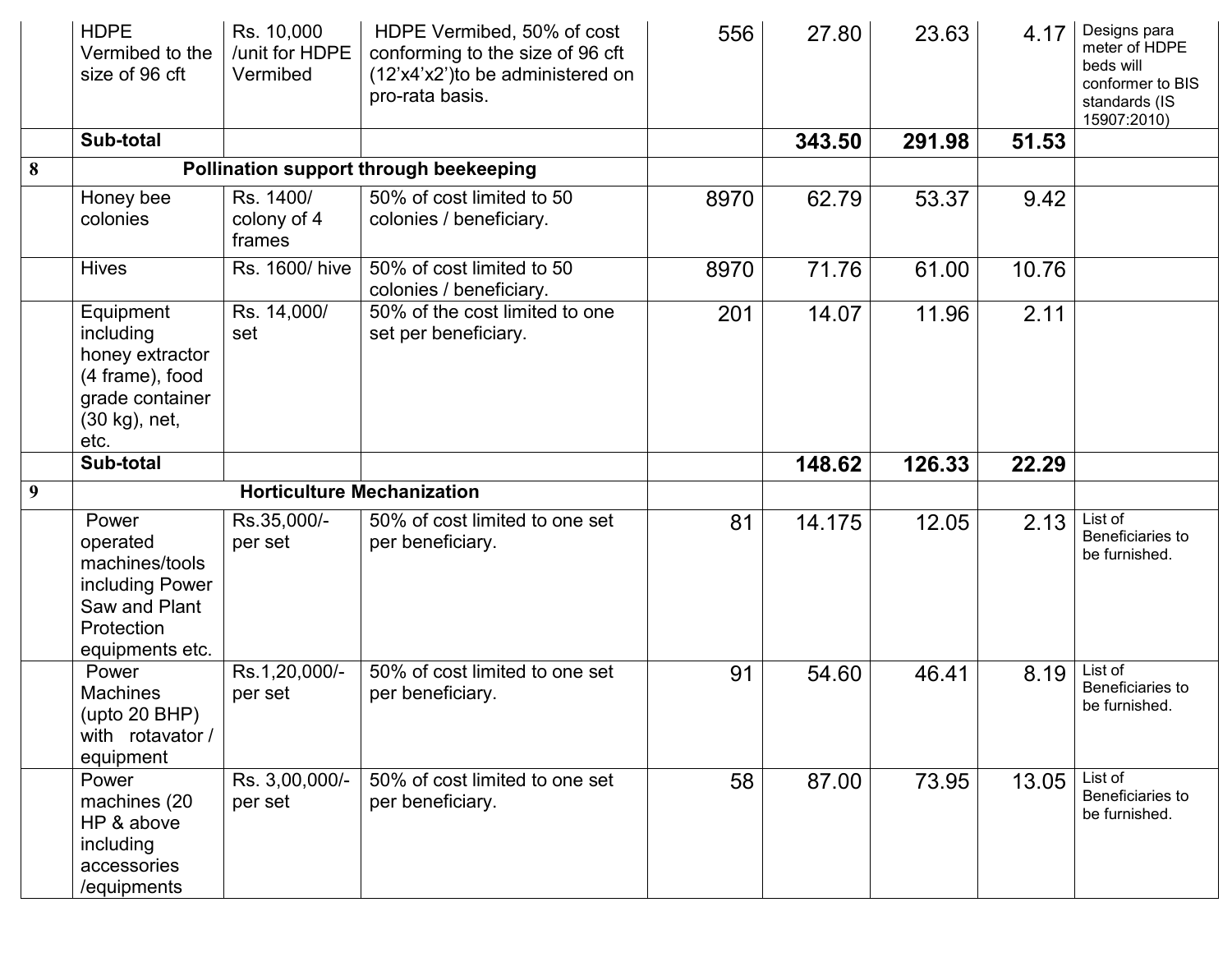|  | HDPE Vermibed to the size of 96 cft | Rs. 10,000 /unit for HDPE Vermibed | HDPE Vermibed, 50% of cost conforming to the size of 96 cft (12'x4'x2')to be administered on pro-rata basis. | 556 | 27.80 | 23.63 | 4.17 | Designs para meter of HDPE beds will conformer to BIS standards (IS 15907:2010) |
|---|---|---|---|---|---|---|---|---|
|  | **Sub-total** |  |  |  | **343.50** | **291.98** | **51.53** |  |
| **8** | **Pollination support through beekeeping** |  |  |  |  |  |  |  |
|  | Honey bee colonies | Rs. 1400/ colony of 4 frames | 50% of cost limited to 50 colonies / beneficiary. | 8970 | 62.79 | 53.37 | 9.42 |  |
|  | Hives | Rs. 1600/ hive | 50% of cost limited to 50 colonies / beneficiary. | 8970 | 71.76 | 61.00 | 10.76 |  |
|  | Equipment including honey extractor (4 frame), food grade container (30 kg), net, etc. | Rs. 14,000/ set | 50% of the cost limited to one set per beneficiary. | 201 | 14.07 | 11.96 | 2.11 |  |
|  | **Sub-total** |  |  |  | **148.62** | **126.33** | **22.29** |  |
| **9** | **Horticulture Mechanization** |  |  |  |  |  |  |  |
|  | Power operated machines/tools including Power Saw and Plant Protection equipments etc. | Rs.35,000/- per set | 50% of cost limited to one set per beneficiary. | 81 | 14.175 | 12.05 | 2.13 | List of Beneficiaries to be furnished. |
|  | Power Machines (upto 20 BHP) with rotavator / equipment | Rs.1,20,000/- per set | 50% of cost limited to one set per beneficiary. | 91 | 54.60 | 46.41 | 8.19 | List of Beneficiaries to be furnished. |
|  | Power machines (20 HP & above including accessories /equipments | Rs. 3,00,000/- per set | 50% of cost limited to one set per beneficiary. | 58 | 87.00 | 73.95 | 13.05 | List of Beneficiaries to be furnished. |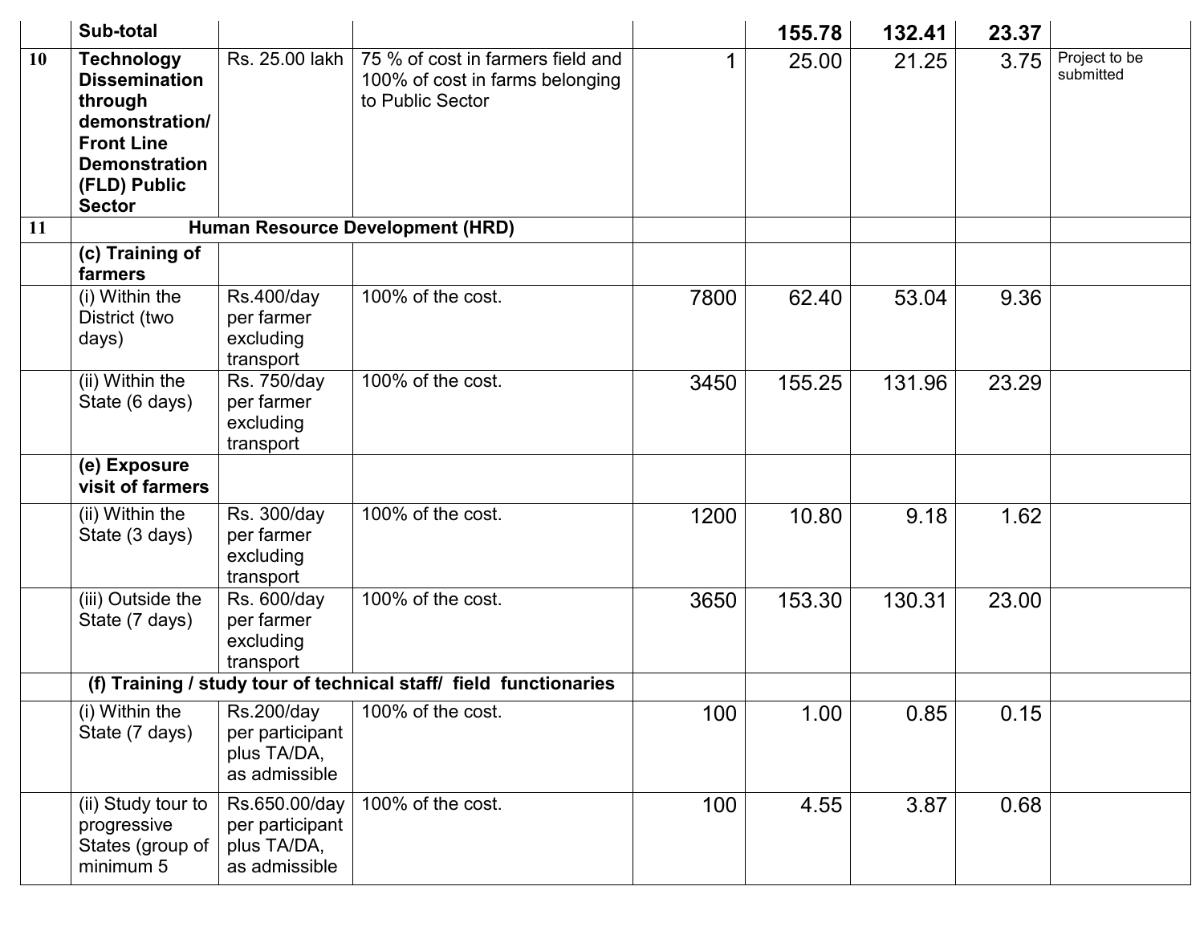| | | | | | | | | |
|---|---|---|---|---|---|---|---|---|
| | **Sub-total** | | | | **155.78** | **132.41** | **23.37** | |
| **10** | **Technology Dissemination through demonstration/ Front Line Demonstration (FLD) Public Sector** | Rs. 25.00 lakh | 75 % of cost in farmers field and 100% of cost in farms belonging to Public Sector | 1 | 25.00 | 21.25 | 3.75 | Project to be submitted |
| **11** | **Human Resource Development (HRD)** | | | | | | | |
| | **(c) Training of farmers** | | | | | | | |
| | (i) Within the District (two days) | Rs.400/day per farmer excluding transport | 100% of the cost. | 7800 | 62.40 | 53.04 | 9.36 | |
| | (ii) Within the State (6 days) | Rs. 750/day per farmer excluding transport | 100% of the cost. | 3450 | 155.25 | 131.96 | 23.29 | |
| | **(e) Exposure visit of farmers** | | | | | | | |
| | (ii) Within the State (3 days) | Rs. 300/day per farmer excluding transport | 100% of the cost. | 1200 | 10.80 | 9.18 | 1.62 | |
| | (iii) Outside the State (7 days) | Rs. 600/day per farmer excluding transport | 100% of the cost. | 3650 | 153.30 | 130.31 | 23.00 | |
| | **(f) Training / study tour of technical staff/ field functionaries** | | | | | | | |
| | (i) Within the State (7 days) | Rs.200/day per participant plus TA/DA, as admissible | 100% of the cost. | 100 | 1.00 | 0.85 | 0.15 | |
| | (ii) Study tour to progressive States (group of minimum 5 | Rs.650.00/day per participant plus TA/DA, as admissible | 100% of the cost. | 100 | 4.55 | 3.87 | 0.68 | |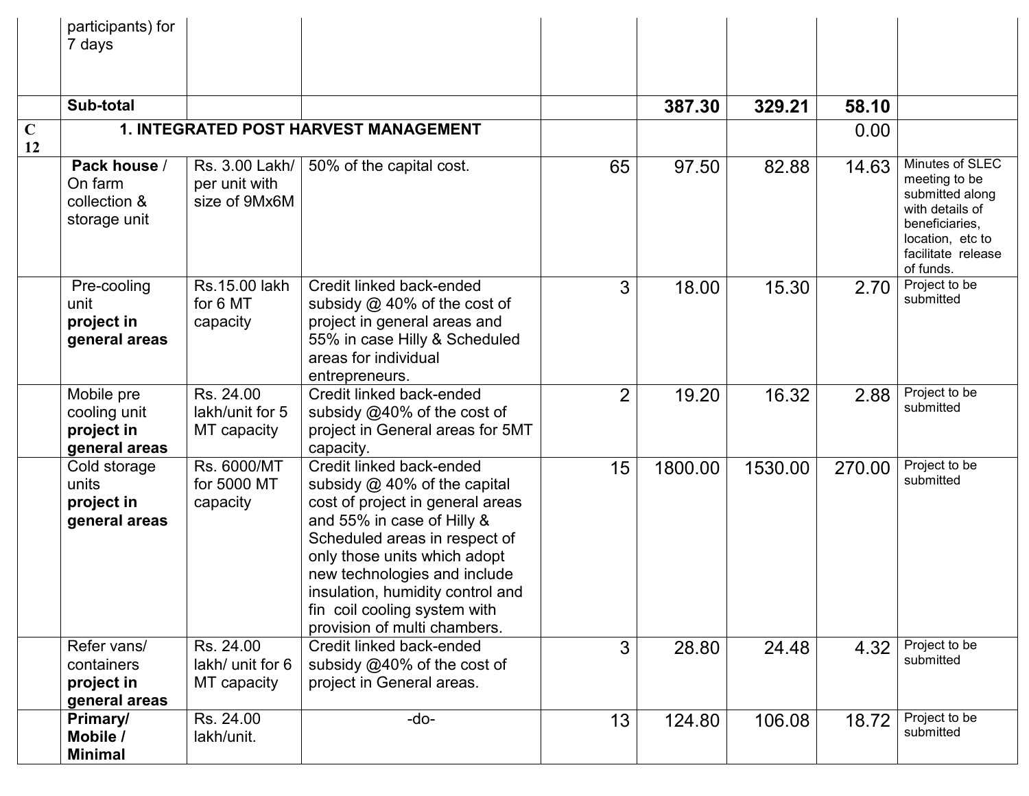| | | | | | | | | |
|---|---|---|---|---|---|---|---|---|
| | participants) for 7 days | | | | | | | |
| | **Sub-total** | | | | **387.30** | **329.21** | **58.10** | |
| **C 12** | **1. INTEGRATED POST HARVEST MANAGEMENT** | | | | | | 0.00 | |
| | **Pack house** / On farm collection & storage unit | Rs. 3.00 Lakh/ per unit with size of 9Mx6M | 50% of the capital cost. | 65 | 97.50 | 82.88 | 14.63 | Minutes of SLEC meeting to be submitted along with details of beneficiaries, location, etc to facilitate release of funds. |
| | Pre-cooling unit **project in general areas** | Rs.15.00 lakh for 6 MT capacity | Credit linked back-ended subsidy @ 40% of the cost of project in general areas and 55% in case Hilly & Scheduled areas for individual entrepreneurs. | 3 | 18.00 | 15.30 | 2.70 | Project to be submitted |
| | Mobile pre cooling unit **project in general areas** | Rs. 24.00 lakh/unit for 5 MT capacity | Credit linked back-ended subsidy @40% of the cost of project in General areas for 5MT capacity. | 2 | 19.20 | 16.32 | 2.88 | Project to be submitted |
| | Cold storage units **project in general areas** | Rs. 6000/MT for 5000 MT capacity | Credit linked back-ended subsidy @ 40% of the capital cost of project in general areas and 55% in case of Hilly & Scheduled areas in respect of only those units which adopt new technologies and include insulation, humidity control and fin coil cooling system with provision of multi chambers. | 15 | 1800.00 | 1530.00 | 270.00 | Project to be submitted |
| | Refer vans/ containers **project in general areas** | Rs. 24.00 lakh/ unit for 6 MT capacity | Credit linked back-ended subsidy @40% of the cost of project in General areas. | 3 | 28.80 | 24.48 | 4.32 | Project to be submitted |
| | **Primary/ Mobile / Minimal** | Rs. 24.00 lakh/unit. | -do- | 13 | 124.80 | 106.08 | 18.72 | Project to be submitted |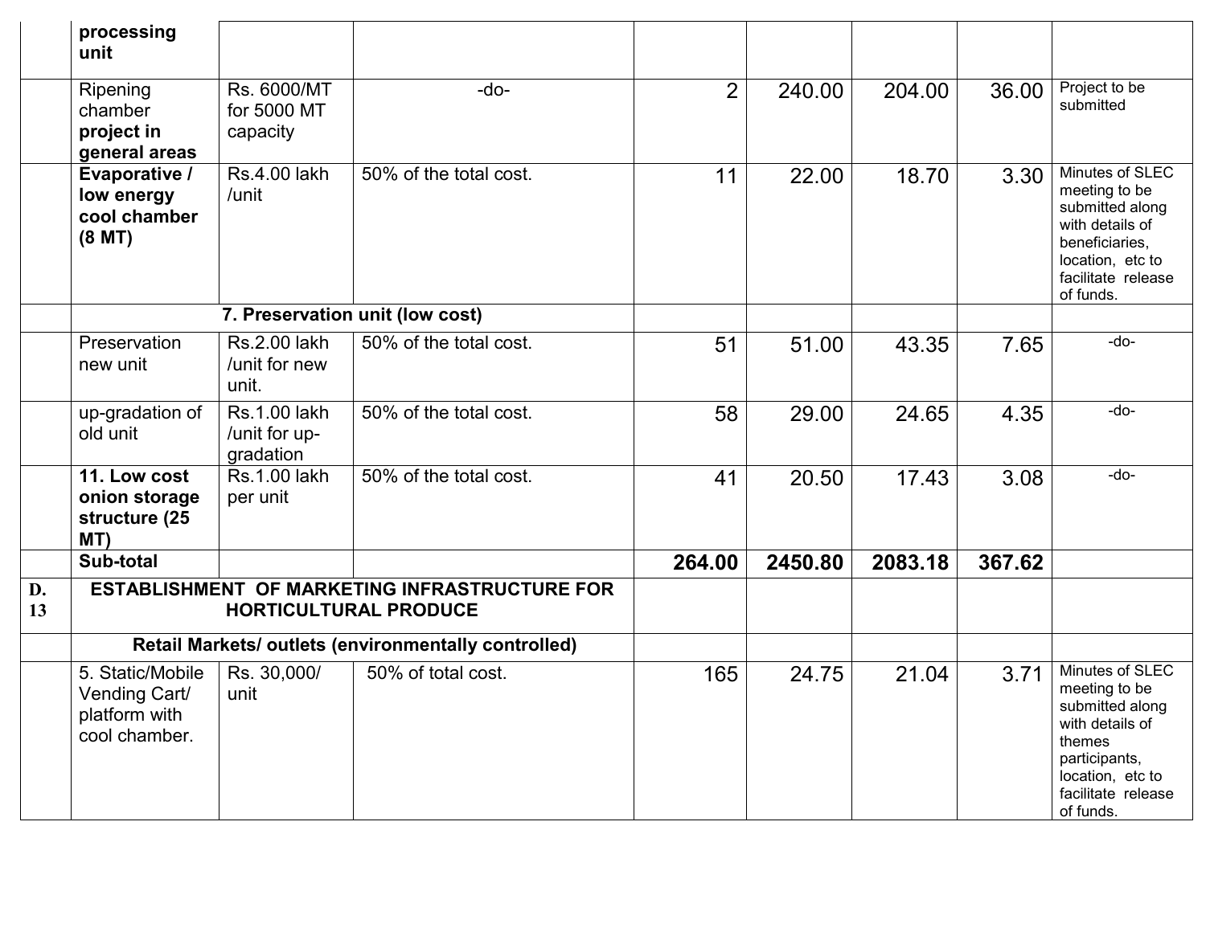| | | | | | | | | |
|---|---|---|---|---|---|---|---|---|
| | **processing unit** | | | | | | | |
| | Ripening chamber **project in general areas** | Rs. 6000/MT for 5000 MT capacity | -do- | 2 | 240.00 | 204.00 | 36.00 | Project to be submitted |
| | **Evaporative / low energy cool chamber (8 MT)** | Rs.4.00 lakh /unit | 50% of the total cost. | 11 | 22.00 | 18.70 | 3.30 | Minutes of SLEC meeting to be submitted along with details of beneficiaries, location, etc to facilitate release of funds. |
| | | **7. Preservation unit (low cost)** | | | | | | |
| | Preservation new unit | Rs.2.00 lakh /unit for new unit. | 50% of the total cost. | 51 | 51.00 | 43.35 | 7.65 | -do- |
| | up-gradation of old unit | Rs.1.00 lakh /unit for up-gradation | 50% of the total cost. | 58 | 29.00 | 24.65 | 4.35 | -do- |
| | **11. Low cost onion storage structure (25 MT)** | Rs.1.00 lakh per unit | 50% of the total cost. | 41 | 20.50 | 17.43 | 3.08 | -do- |
| | **Sub-total** | | | **264.00** | **2450.80** | **2083.18** | **367.62** | |
| **D. 13** | **ESTABLISHMENT OF MARKETING INFRASTRUCTURE FOR HORTICULTURAL PRODUCE** | | | | | | | |
| | **Retail Markets/ outlets (environmentally controlled)** | | | | | | | |
| | 5. Static/Mobile Vending Cart/ platform with cool chamber. | Rs. 30,000/ unit | 50% of total cost. | 165 | 24.75 | 21.04 | 3.71 | Minutes of SLEC meeting to be submitted along with details of themes participants, location, etc to facilitate release of funds. |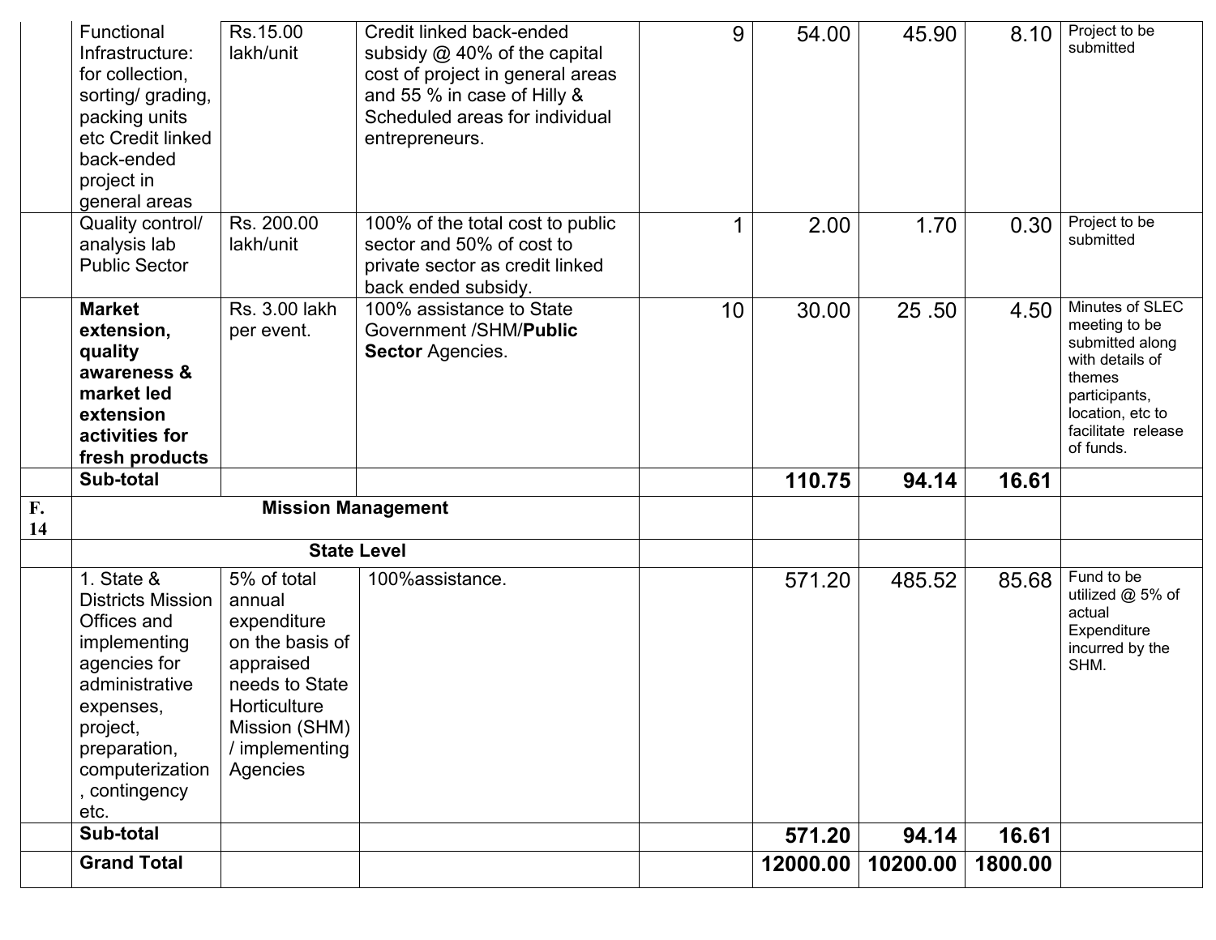| | | | | | | | | |
|---|---|---|---|---|---|---|---|---|
| | Functional Infrastructure: for collection, sorting/ grading, packing units etc Credit linked back-ended project in general areas | Rs.15.00 lakh/unit | Credit linked back-ended subsidy @ 40% of the capital cost of project in general areas and 55 % in case of Hilly & Scheduled areas for individual entrepreneurs. | 9 | 54.00 | 45.90 | 8.10 | Project to be submitted |
| | Quality control/ analysis lab Public Sector | Rs. 200.00 lakh/unit | 100% of the total cost to public sector and 50% of cost to private sector as credit linked back ended subsidy. | 1 | 2.00 | 1.70 | 0.30 | Project to be submitted |
| | **Market extension, quality awareness & market led extension activities for fresh products** | Rs. 3.00 lakh per event. | 100% assistance to State Government /SHM/**Public Sector** Agencies. | 10 | 30.00 | 25 .50 | 4.50 | Minutes of SLEC meeting to be submitted along with details of themes participants, location, etc to facilitate release of funds. |
| | **Sub-total** | | | | **110.75** | **94.14** | **16.61** | |
| **F. 14** | **Mission Management** | | | | | | | |
| | **State Level** | | | | | | | |
| | 1. State & Districts Mission Offices and implementing agencies for administrative expenses, project, preparation, computerization , contingency etc. | 5% of total annual expenditure on the basis of appraised needs to State Horticulture Mission (SHM) / implementing Agencies | 100%assistance. | | 571.20 | 485.52 | 85.68 | Fund to be utilized @ 5% of actual Expenditure incurred by the SHM. |
| | **Sub-total** | | | | **571.20** | **94.14** | **16.61** | |
| | **Grand Total** | | | | **12000.00** | **10200.00** | **1800.00** | |